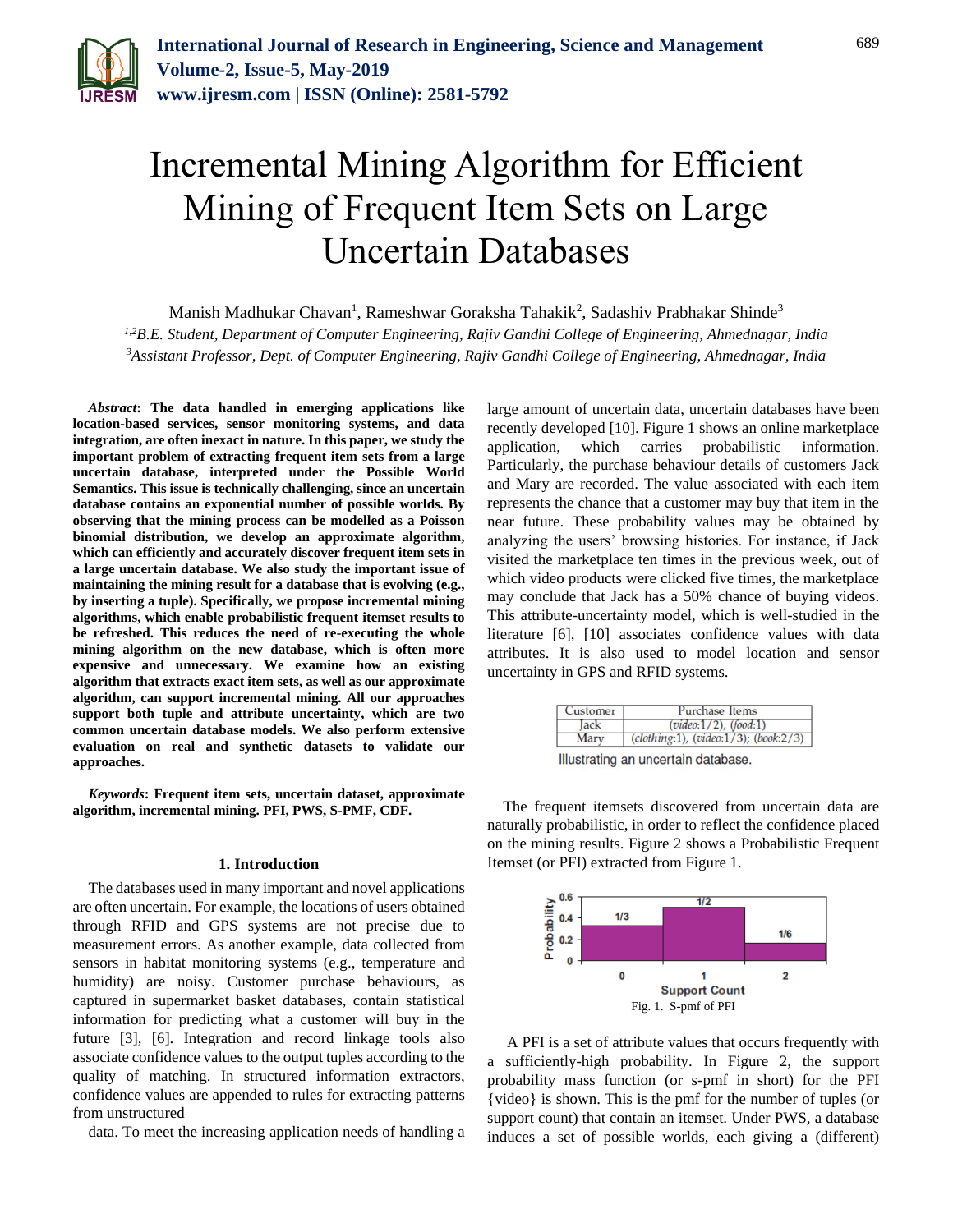# Incremental Mining Algorithm for Efficient Mining of Frequent Item Sets on Large Uncertain Databases

Manish Madhukar Chavan[1], Rameshwar Goraksha Tahakik[2], Sadashiv Prabhakar Shinde[3]

[1,2]*B.E. Student, Department of Computer Engineering, Rajiv Gandhi College of Engineering, Ahmednagar, India*
[3]*Assistant Professor, Dept. of Computer Engineering, Rajiv Gandhi College of Engineering, Ahmednagar, India*

***Abstract*: The data handled in emerging applications like location-based services, sensor monitoring systems, and data integration, are often inexact in nature. In this paper, we study the important problem of extracting frequent item sets from a large uncertain database, interpreted under the Possible World Semantics. This issue is technically challenging, since an uncertain database contains an exponential number of possible worlds. By observing that the mining process can be modelled as a Poisson binomial distribution, we develop an approximate algorithm, which can efficiently and accurately discover frequent item sets in a large uncertain database. We also study the important issue of maintaining the mining result for a database that is evolving (e.g., by inserting a tuple). Specifically, we propose incremental mining algorithms, which enable probabilistic frequent itemset results to be refreshed. This reduces the need of re-executing the whole mining algorithm on the new database, which is often more expensive and unnecessary. We examine how an existing algorithm that extracts exact item sets, as well as our approximate algorithm, can support incremental mining. All our approaches support both tuple and attribute uncertainty, which are two common uncertain database models. We also perform extensive evaluation on real and synthetic datasets to validate our approaches.**

***Keywords*: Frequent item sets, uncertain dataset, approximate algorithm, incremental mining. PFI, PWS, S-PMF, CDF.**

## 1. Introduction

The databases used in many important and novel applications are often uncertain. For example, the locations of users obtained through RFID and GPS systems are not precise due to measurement errors. As another example, data collected from sensors in habitat monitoring systems (e.g., temperature and humidity) are noisy. Customer purchase behaviours, as captured in supermarket basket databases, contain statistical information for predicting what a customer will buy in the future [3], [6]. Integration and record linkage tools also associate confidence values to the output tuples according to the quality of matching. In structured information extractors, confidence values are appended to rules for extracting patterns from unstructured

data. To meet the increasing application needs of handling a large amount of uncertain data, uncertain databases have been recently developed [10]. Figure 1 shows an online marketplace application, which carries probabilistic information. Particularly, the purchase behaviour details of customers Jack and Mary are recorded. The value associated with each item represents the chance that a customer may buy that item in the near future. These probability values may be obtained by analyzing the users' browsing histories. For instance, if Jack visited the marketplace ten times in the previous week, out of which video products were clicked five times, the marketplace may conclude that Jack has a 50% chance of buying videos. This attribute-uncertainty model, which is well-studied in the literature [6], [10] associates confidence values with data attributes. It is also used to model location and sensor uncertainty in GPS and RFID systems.

| Customer | Purchase Items |
|---|---|
| Jack | (*video*:1/2), (*food*:1) |
| Mary | (*clothing*:1), (*video*:1/3); (*book*:2/3) |

Illustrating an uncertain database.

The frequent itemsets discovered from uncertain data are naturally probabilistic, in order to reflect the confidence placed on the mining results. Figure 2 shows a Probabilistic Frequent Itemset (or PFI) extracted from Figure 1.

| Support Count | 0 | 1 | 2 |
|---|---|---|---|
| Probability | 1/3 | 1/2 | 1/6 |

Fig. 1. S-pmf of PFI

A PFI is a set of attribute values that occurs frequently with a sufficiently-high probability. In Figure 2, the support probability mass function (or s-pmf in short) for the PFI {video} is shown. This is the pmf for the number of tuples (or support count) that contain an itemset. Under PWS, a database induces a set of possible worlds, each giving a (different)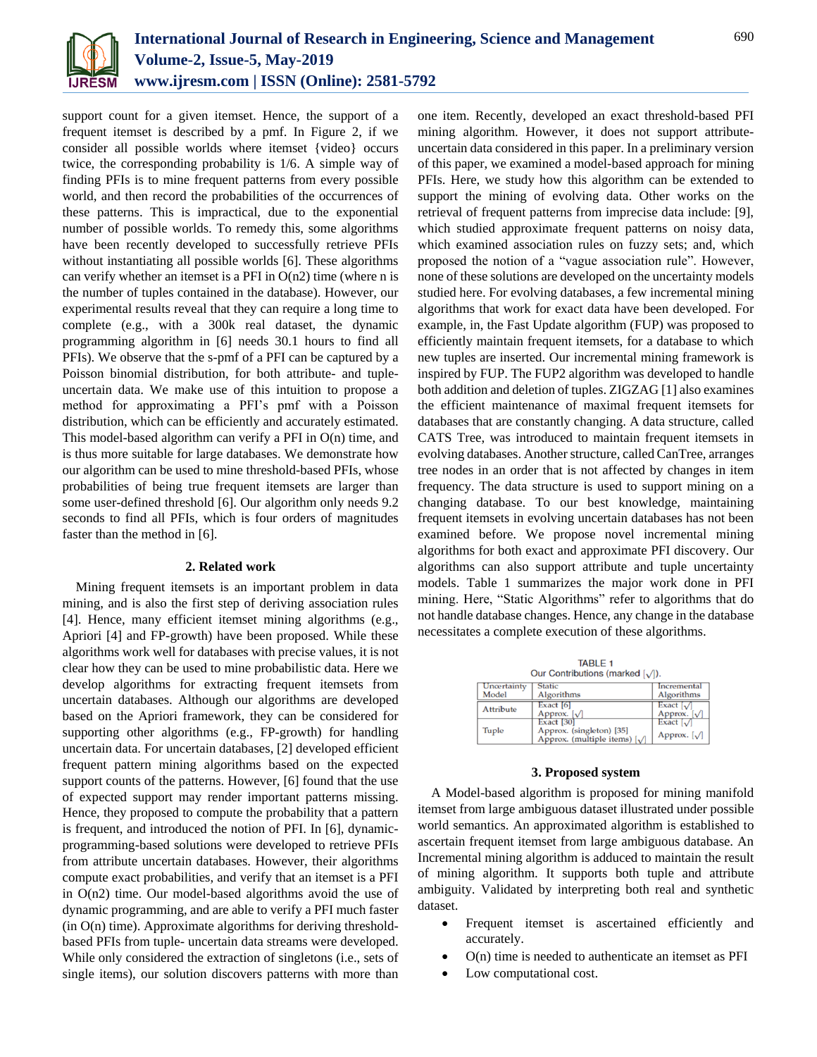support count for a given itemset. Hence, the support of a frequent itemset is described by a pmf. In Figure 2, if we consider all possible worlds where itemset {video} occurs twice, the corresponding probability is 1/6. A simple way of finding PFIs is to mine frequent patterns from every possible world, and then record the probabilities of the occurrences of these patterns. This is impractical, due to the exponential number of possible worlds. To remedy this, some algorithms have been recently developed to successfully retrieve PFIs without instantiating all possible worlds [6]. These algorithms can verify whether an itemset is a PFI in O(n2) time (where n is the number of tuples contained in the database). However, our experimental results reveal that they can require a long time to complete (e.g., with a 300k real dataset, the dynamic programming algorithm in [6] needs 30.1 hours to find all PFIs). We observe that the s-pmf of a PFI can be captured by a Poisson binomial distribution, for both attribute- and tuple-uncertain data. We make use of this intuition to propose a method for approximating a PFI's pmf with a Poisson distribution, which can be efficiently and accurately estimated. This model-based algorithm can verify a PFI in O(n) time, and is thus more suitable for large databases. We demonstrate how our algorithm can be used to mine threshold-based PFIs, whose probabilities of being true frequent itemsets are larger than some user-defined threshold [6]. Our algorithm only needs 9.2 seconds to find all PFIs, which is four orders of magnitudes faster than the method in [6].

## 2. Related work

Mining frequent itemsets is an important problem in data mining, and is also the first step of deriving association rules [4]. Hence, many efficient itemset mining algorithms (e.g., Apriori [4] and FP-growth) have been proposed. While these algorithms work well for databases with precise values, it is not clear how they can be used to mine probabilistic data. Here we develop algorithms for extracting frequent itemsets from uncertain databases. Although our algorithms are developed based on the Apriori framework, they can be considered for supporting other algorithms (e.g., FP-growth) for handling uncertain data. For uncertain databases, [2] developed efficient frequent pattern mining algorithms based on the expected support counts of the patterns. However, [6] found that the use of expected support may render important patterns missing. Hence, they proposed to compute the probability that a pattern is frequent, and introduced the notion of PFI. In [6], dynamic-programming-based solutions were developed to retrieve PFIs from attribute uncertain databases. However, their algorithms compute exact probabilities, and verify that an itemset is a PFI in O(n2) time. Our model-based algorithms avoid the use of dynamic programming, and are able to verify a PFI much faster (in O(n) time). Approximate algorithms for deriving threshold-based PFIs from tuple- uncertain data streams were developed. While only considered the extraction of singletons (i.e., sets of single items), our solution discovers patterns with more than one item. Recently, developed an exact threshold-based PFI mining algorithm. However, it does not support attribute-uncertain data considered in this paper. In a preliminary version of this paper, we examined a model-based approach for mining PFIs. Here, we study how this algorithm can be extended to support the mining of evolving data. Other works on the retrieval of frequent patterns from imprecise data include: [9], which studied approximate frequent patterns on noisy data, which examined association rules on fuzzy sets; and, which proposed the notion of a "vague association rule". However, none of these solutions are developed on the uncertainty models studied here. For evolving databases, a few incremental mining algorithms that work for exact data have been developed. For example, in, the Fast Update algorithm (FUP) was proposed to efficiently maintain frequent itemsets, for a database to which new tuples are inserted. Our incremental mining framework is inspired by FUP. The FUP2 algorithm was developed to handle both addition and deletion of tuples. ZIGZAG [1] also examines the efficient maintenance of maximal frequent itemsets for databases that are constantly changing. A data structure, called CATS Tree, was introduced to maintain frequent itemsets in evolving databases. Another structure, called CanTree, arranges tree nodes in an order that is not affected by changes in item frequency. The data structure is used to support mining on a changing database. To our best knowledge, maintaining frequent itemsets in evolving uncertain databases has not been examined before. We propose novel incremental mining algorithms for both exact and approximate PFI discovery. Our algorithms can also support attribute and tuple uncertainty models. Table 1 summarizes the major work done in PFI mining. Here, "Static Algorithms" refer to algorithms that do not handle database changes. Hence, any change in the database necessitates a complete execution of these algorithms.

TABLE 1
Our Contributions (marked [√]).

| Uncertainty Model | Static Algorithms | Incremental Algorithms |
|---|---|---|
| Attribute | Exact [6]<br>Approx. [√] | Exact [√]<br>Approx. [√] |
| Tuple | Exact [30]<br>Approx. (singleton) [35]<br>Approx. (multiple items) [√] | Exact [√]<br>Approx. [√] |

## 3. Proposed system

A Model-based algorithm is proposed for mining manifold itemset from large ambiguous dataset illustrated under possible world semantics. An approximated algorithm is established to ascertain frequent itemset from large ambiguous database. An Incremental mining algorithm is adduced to maintain the result of mining algorithm. It supports both tuple and attribute ambiguity. Validated by interpreting both real and synthetic dataset.

- Frequent itemset is ascertained efficiently and accurately.
- O(n) time is needed to authenticate an itemset as PFI
- Low computational cost.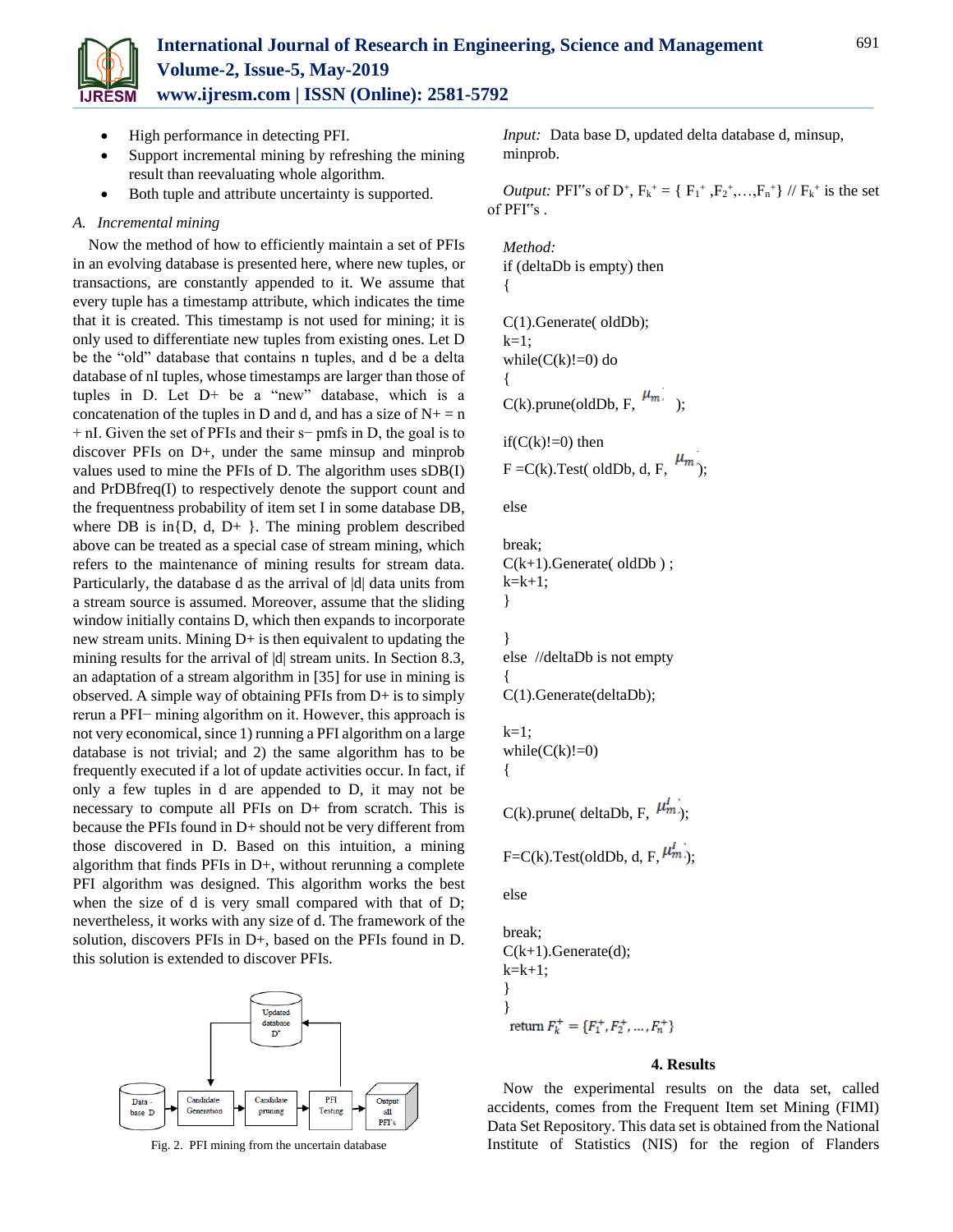- High performance in detecting PFI.
- Support incremental mining by refreshing the mining result than reevaluating whole algorithm.
- Both tuple and attribute uncertainty is supported.

### *A. Incremental mining*

Now the method of how to efficiently maintain a set of PFIs in an evolving database is presented here, where new tuples, or transactions, are constantly appended to it. We assume that every tuple has a timestamp attribute, which indicates the time that it is created. This timestamp is not used for mining; it is only used to differentiate new tuples from existing ones. Let D be the "old" database that contains n tuples, and d be a delta database of nI tuples, whose timestamps are larger than those of tuples in D. Let D+ be a "new" database, which is a concatenation of the tuples in D and d, and has a size of N+ = n + nI. Given the set of PFIs and their s− pmfs in D, the goal is to discover PFIs on D+, under the same minsup and minprob values used to mine the PFIs of D. The algorithm uses sDB(I) and PrDBfreq(I) to respectively denote the support count and the frequentness probability of item set I in some database DB, where DB is in{D, d, D+ }. The mining problem described above can be treated as a special case of stream mining, which refers to the maintenance of mining results for stream data. Particularly, the database d as the arrival of |d| data units from a stream source is assumed. Moreover, assume that the sliding window initially contains D, which then expands to incorporate new stream units. Mining D+ is then equivalent to updating the mining results for the arrival of |d| stream units. In Section 8.3, an adaptation of a stream algorithm in [35] for use in mining is observed. A simple way of obtaining PFIs from D+ is to simply rerun a PFI− mining algorithm on it. However, this approach is not very economical, since 1) running a PFI algorithm on a large database is not trivial; and 2) the same algorithm has to be frequently executed if a lot of update activities occur. In fact, if only a few tuples in d are appended to D, it may not be necessary to compute all PFIs on D+ from scratch. This is because the PFIs found in D+ should not be very different from those discovered in D. Based on this intuition, a mining algorithm that finds PFIs in D+, without rerunning a complete PFI algorithm was designed. This algorithm works the best when the size of d is very small compared with that of D; nevertheless, it works with any size of d. The framework of the solution, discovers PFIs in D+, based on the PFIs found in D. this solution is extended to discover PFIs.

Fig. 2. PFI mining from the uncertain database

*Input:* Data base D, updated delta database d, minsup, minprob.

*Output:* PFI"s of $D^+$, $F_k^+ = \{ F_1^+, F_2^+, \ldots, F_n^+ \}$ // $F_k^+$ is the set of PFI"s .

```
Method:
if (deltaDb is empty) then
{

C(1).Generate( oldDb);
k=1;
while(C(k)!=0) do
{
C(k).prune(oldDb, F, μm );

if(C(k)!=0) then
F =C(k).Test( oldDb, d, F, μm);

else

break;
C(k+1).Generate( oldDb ) ;
k=k+1;
}

}
else  //deltaDb is not empty
{
C(1).Generate(deltaDb);

k=1;
while(C(k)!=0)
{

C(k).prune( deltaDb, F, μ'm);

F=C(k).Test(oldDb, d, F, μ'm);

else

break;
C(k+1).Generate(d);
k=k+1;
}
}
return F_k^+ = {F_1^+, F_2^+, ..., F_n^+}
```

## 4. Results

Now the experimental results on the data set, called accidents, comes from the Frequent Item set Mining (FIMI) Data Set Repository. This data set is obtained from the National Institute of Statistics (NIS) for the region of Flanders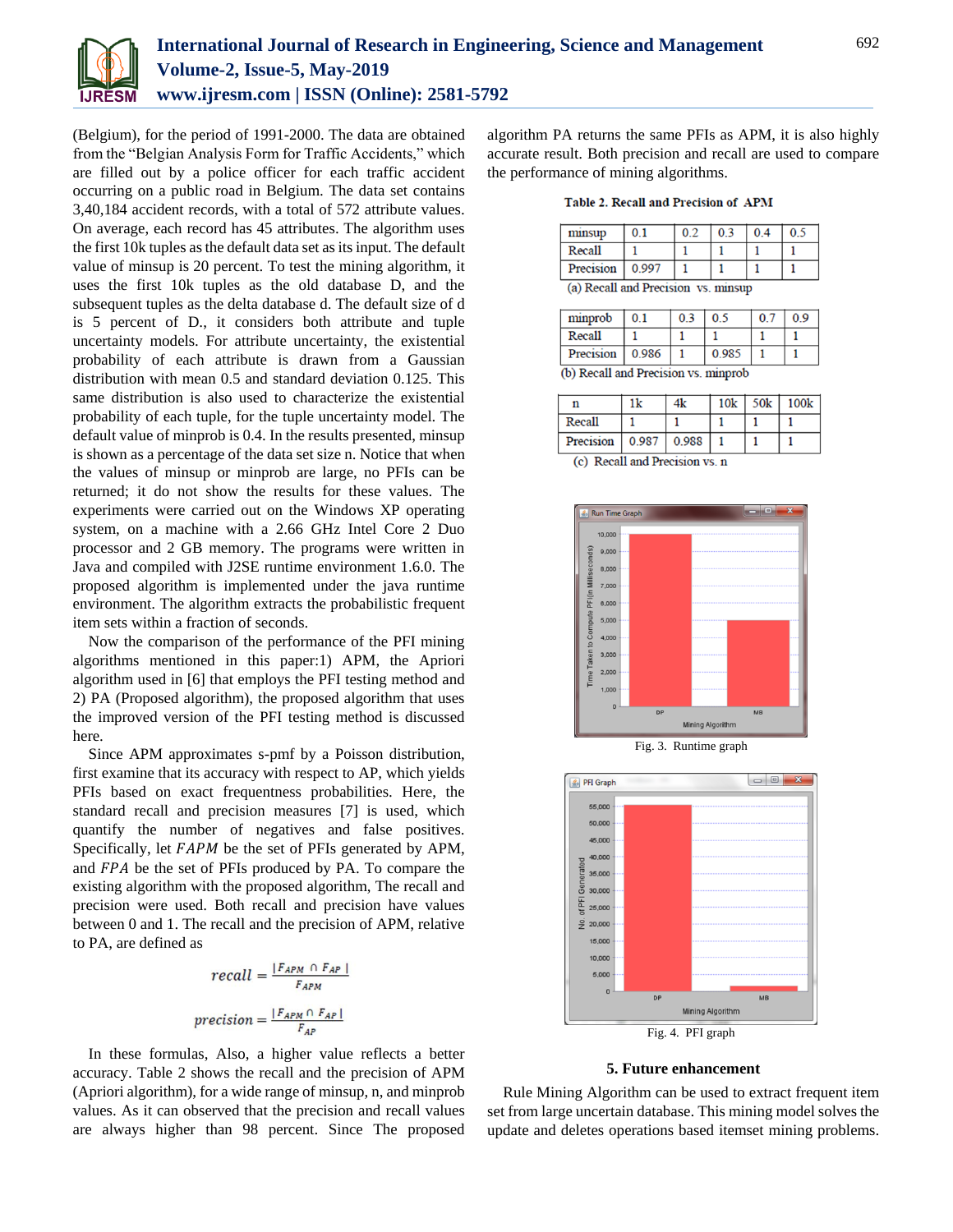(Belgium), for the period of 1991-2000. The data are obtained from the "Belgian Analysis Form for Traffic Accidents," which are filled out by a police officer for each traffic accident occurring on a public road in Belgium. The data set contains 3,40,184 accident records, with a total of 572 attribute values. On average, each record has 45 attributes. The algorithm uses the first 10k tuples as the default data set as its input. The default value of minsup is 20 percent. To test the mining algorithm, it uses the first 10k tuples as the old database D, and the subsequent tuples as the delta database d. The default size of d is 5 percent of D., it considers both attribute and tuple uncertainty models. For attribute uncertainty, the existential probability of each attribute is drawn from a Gaussian distribution with mean 0.5 and standard deviation 0.125. This same distribution is also used to characterize the existential probability of each tuple, for the tuple uncertainty model. The default value of minprob is 0.4. In the results presented, minsup is shown as a percentage of the data set size n. Notice that when the values of minsup or minprob are large, no PFIs can be returned; it do not show the results for these values. The experiments were carried out on the Windows XP operating system, on a machine with a 2.66 GHz Intel Core 2 Duo processor and 2 GB memory. The programs were written in Java and compiled with J2SE runtime environment 1.6.0. The proposed algorithm is implemented under the java runtime environment. The algorithm extracts the probabilistic frequent item sets within a fraction of seconds.

Now the comparison of the performance of the PFI mining algorithms mentioned in this paper:1) APM, the Apriori algorithm used in [6] that employs the PFI testing method and 2) PA (Proposed algorithm), the proposed algorithm that uses the improved version of the PFI testing method is discussed here.

Since APM approximates s-pmf by a Poisson distribution, first examine that its accuracy with respect to AP, which yields PFIs based on exact frequentness probabilities. Here, the standard recall and precision measures [7] is used, which quantify the number of negatives and false positives. Specifically, let $FAPM$ be the set of PFIs generated by APM, and $FPA$ be the set of PFIs produced by PA. To compare the existing algorithm with the proposed algorithm, The recall and precision were used. Both recall and precision have values between 0 and 1. The recall and the precision of APM, relative to PA, are defined as

$$recall = \frac{|F_{APM} \cap F_{AP}|}{F_{APM}}$$

$$precision = \frac{|F_{APM} \cap F_{AP}|}{F_{AP}}$$

In these formulas, Also, a higher value reflects a better accuracy. Table 2 shows the recall and the precision of APM (Apriori algorithm), for a wide range of minsup, n, and minprob values. As it can observed that the precision and recall values are always higher than 98 percent. Since The proposed algorithm PA returns the same PFIs as APM, it is also highly accurate result. Both precision and recall are used to compare the performance of mining algorithms.

**Table 2. Recall and Precision of APM**

| minsup | 0.1 | 0.2 | 0.3 | 0.4 | 0.5 |
|---|---|---|---|---|---|
| Recall | 1 | 1 | 1 | 1 | 1 |
| Precision | 0.997 | 1 | 1 | 1 | 1 |

(a) Recall and Precision vs. minsup

| minprob | 0.1 | 0.3 | 0.5 | 0.7 | 0.9 |
|---|---|---|---|---|---|
| Recall | 1 | 1 | 1 | 1 | 1 |
| Precision | 0.986 | 1 | 0.985 | 1 | 1 |

(b) Recall and Precision vs. minprob

| n | 1k | 4k | 10k | 50k | 100k |
|---|---|---|---|---|---|
| Recall | 1 | 1 | 1 | 1 | 1 |
| Precision | 0.987 | 0.988 | 1 | 1 | 1 |

(c) Recall and Precision vs. n

Fig. 3. Runtime graph

Fig. 4. PFI graph

## 5. Future enhancement

Rule Mining Algorithm can be used to extract frequent item set from large uncertain database. This mining model solves the update and deletes operations based itemset mining problems.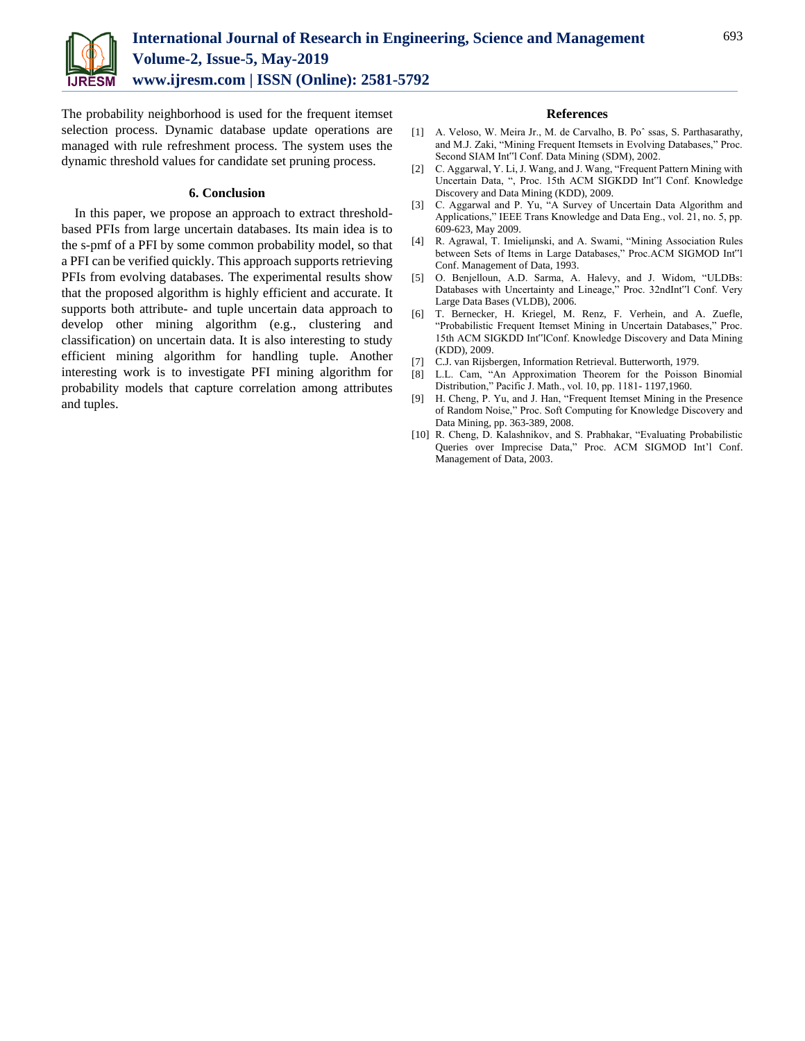The probability neighborhood is used for the frequent itemset selection process. Dynamic database update operations are managed with rule refreshment process. The system uses the dynamic threshold values for candidate set pruning process.

## 6. Conclusion

In this paper, we propose an approach to extract threshold-based PFIs from large uncertain databases. Its main idea is to the s-pmf of a PFI by some common probability model, so that a PFI can be verified quickly. This approach supports retrieving PFIs from evolving databases. The experimental results show that the proposed algorithm is highly efficient and accurate. It supports both attribute- and tuple uncertain data approach to develop other mining algorithm (e.g., clustering and classification) on uncertain data. It is also interesting to study efficient mining algorithm for handling tuple. Another interesting work is to investigate PFI mining algorithm for probability models that capture correlation among attributes and tuples.

## References

[1] A. Veloso, W. Meira Jr., M. de Carvalho, B. Poˆ ssas, S. Parthasarathy, and M.J. Zaki, "Mining Frequent Itemsets in Evolving Databases," Proc. Second SIAM Int‟l Conf. Data Mining (SDM), 2002.

[2] C. Aggarwal, Y. Li, J. Wang, and J. Wang, "Frequent Pattern Mining with Uncertain Data, ", Proc. 15th ACM SIGKDD Int‟l Conf. Knowledge Discovery and Data Mining (KDD), 2009.

[3] C. Aggarwal and P. Yu, "A Survey of Uncertain Data Algorithm and Applications," IEEE Trans Knowledge and Data Eng., vol. 21, no. 5, pp. 609-623, May 2009.

[4] R. Agrawal, T. Imieliµnski, and A. Swami, "Mining Association Rules between Sets of Items in Large Databases," Proc.ACM SIGMOD Int‟l Conf. Management of Data, 1993.

[5] O. Benjelloun, A.D. Sarma, A. Halevy, and J. Widom, "ULDBs: Databases with Uncertainty and Lineage," Proc. 32ndInt‟l Conf. Very Large Data Bases (VLDB), 2006.

[6] T. Bernecker, H. Kriegel, M. Renz, F. Verhein, and A. Zuefle, "Probabilistic Frequent Itemset Mining in Uncertain Databases," Proc. 15th ACM SIGKDD Int‟lConf. Knowledge Discovery and Data Mining (KDD), 2009.

[7] C.J. van Rijsbergen, Information Retrieval. Butterworth, 1979.

[8] L.L. Cam, "An Approximation Theorem for the Poisson Binomial Distribution," Pacific J. Math., vol. 10, pp. 1181- 1197,1960.

[9] H. Cheng, P. Yu, and J. Han, "Frequent Itemset Mining in the Presence of Random Noise," Proc. Soft Computing for Knowledge Discovery and Data Mining, pp. 363-389, 2008.

[10] R. Cheng, D. Kalashnikov, and S. Prabhakar, "Evaluating Probabilistic Queries over Imprecise Data," Proc. ACM SIGMOD Int'l Conf. Management of Data, 2003.